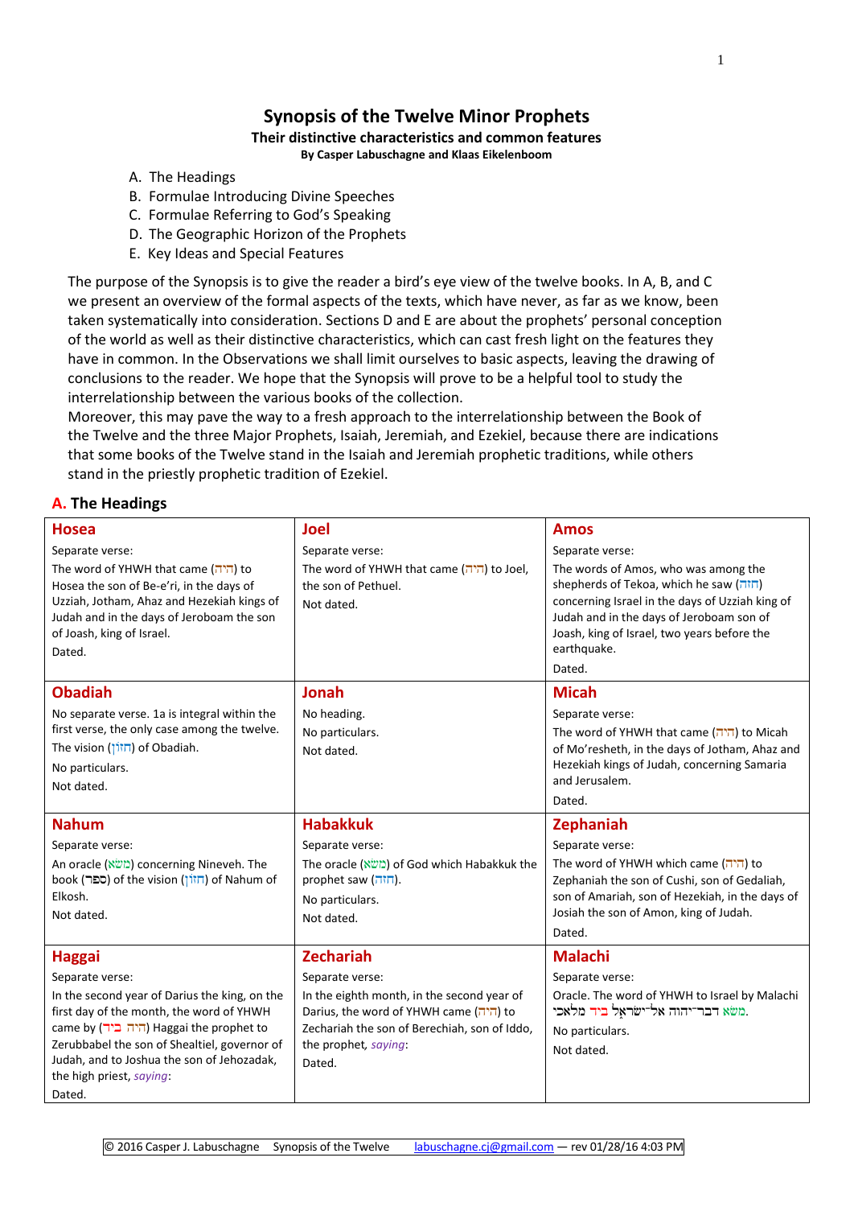# Synopsis of the Twelve Minor Prophets

**Their distinctive characteristics and common features**

**By Casper Labuschagne and Klaas Eikelenboom**

A. The Headings
B. Formulae Introducing Divine Speeches
C. Formulae Referring to God's Speaking
D. The Geographic Horizon of the Prophets
E. Key Ideas and Special Features

The purpose of the Synopsis is to give the reader a bird's eye view of the twelve books. In A, B, and C we present an overview of the formal aspects of the texts, which have never, as far as we know, been taken systematically into consideration. Sections D and E are about the prophets' personal conception of the world as well as their distinctive characteristics, which can cast fresh light on the features they have in common. In the Observations we shall limit ourselves to basic aspects, leaving the drawing of conclusions to the reader. We hope that the Synopsis will prove to be a helpful tool to study the interrelationship between the various books of the collection.
Moreover, this may pave the way to a fresh approach to the interrelationship between the Book of the Twelve and the three Major Prophets, Isaiah, Jeremiah, and Ezekiel, because there are indications that some books of the Twelve stand in the Isaiah and Jeremiah prophetic traditions, while others stand in the priestly prophetic tradition of Ezekiel.

## A. The Headings

| Hosea | Joel | Amos |
|---|---|---|
| Separate verse:<br>The word of YHWH that came (היה) to Hosea the son of Be-e'ri, in the days of Uzziah, Jotham, Ahaz and Hezekiah kings of Judah and in the days of Jeroboam the son of Joash, king of Israel.<br>Dated. | Separate verse:<br>The word of YHWH that came (היה) to Joel, the son of Pethuel.<br>Not dated. | Separate verse:<br>The words of Amos, who was among the shepherds of Tekoa, which he saw (חזה) concerning Israel in the days of Uzziah king of Judah and in the days of Jeroboam son of Joash, king of Israel, two years before the earthquake.<br>Dated. |
| **Obadiah** | **Jonah** | **Micah** |
| No separate verse. 1a is integral within the first verse, the only case among the twelve.<br>The vision (חזון) of Obadiah.<br>No particulars.<br>Not dated. | No heading.<br>No particulars.<br>Not dated. | Separate verse:<br>The word of YHWH that came (היה) to Micah of Mo'resheth, in the days of Jotham, Ahaz and Hezekiah kings of Judah, concerning Samaria and Jerusalem.<br>Dated. |
| **Nahum** | **Habakkuk** | **Zephaniah** |
| Separate verse:<br>An oracle (משא) concerning Nineveh. The book (ספר) of the vision (חזון) of Nahum of Elkosh.<br>Not dated. | Separate verse:<br>The oracle (משא) of God which Habakkuk the prophet saw (חזה).<br>No particulars.<br>Not dated. | Separate verse:<br>The word of YHWH which came (היה) to Zephaniah the son of Cushi, son of Gedaliah, son of Amariah, son of Hezekiah, in the days of Josiah the son of Amon, king of Judah.<br>Dated. |
| **Haggai** | **Zechariah** | **Malachi** |
| Separate verse:<br>In the second year of Darius the king, on the first day of the month, the word of YHWH came by (היה ביד) Haggai the prophet to Zerubbabel the son of Shealtiel, governor of Judah, and to Joshua the son of Jehozadak, the high priest, *saying*:<br>Dated. | Separate verse:<br>In the eighth month, in the second year of Darius, the word of YHWH came (היה) to Zechariah the son of Berechiah, son of Iddo, the prophet, *saying*:<br>Dated. | Separate verse:<br>Oracle. The word of YHWH to Israel by Malachi מַשָּׂא דְבַר־יהוה אֶל־יִשְׂרָאֵל בְּיַד מַלְאָכִי.<br>No particulars.<br>Not dated. |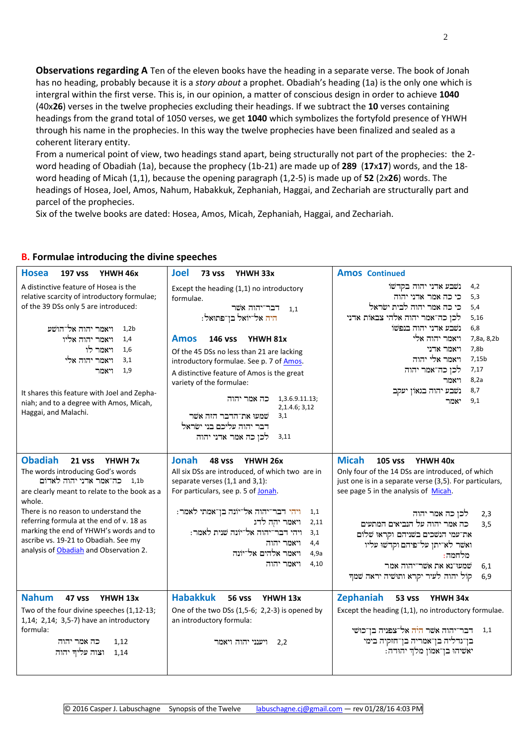**Observations regarding A** Ten of the eleven books have the heading in a separate verse. The book of Jonah has no heading, probably because it is a *story about* a prophet. Obadiah's heading (1a) is the only one which is intergral within the first verse. This is, in our opinion, a matter of conscious design in order to achieve **1040** (40x**26**) verses in the twelve prophecies excluding their headings. If we subtract the **10** verses containing headings from the grand total of 1050 verses, we get **1040** which symbolizes the fortyfold presence of YHWH through his name in the prophecies. In this way the twelve prophecies have been finalized and sealed as a coherent literary entity.

From a numerical point of view, two headings stand apart, being structurally not part of the prophecies: the 2-word heading of Obadiah (1a), because the prophecy (1b-21) are made up of **289** (**17**x**17**) words, and the 18-word heading of Micah (1,1), because the opening paragraph (1,2-5) is made up of **52** (2x**26**) words. The headings of Hosea, Joel, Amos, Nahum, Habakkuk, Zephaniah, Haggai, and Zechariah are structurally part and parcel of the prophecies.

Six of the twelve books are dated: Hosea, Amos, Micah, Zephaniah, Haggai, and Zechariah.

## B. Formulae introducing the divine speeches

### Hosea 197 vss YHWH 46x

A distinctive feature of Hosea is the relative scarcity of introductory formulae; of the 39 DSs only 5 are introduced:

| | |
|---|---|
| ויאמר יהוה אל־הושע | 1,2b |
| ויאמר יהוה אליו | 1,4 |
| ויאמר לו | 1,6 |
| ויאמר יהוה אלי | 3,1 |
| ויאמר | 1,9 |

It shares this feature with Joel and Zephaniah; and to a degree with Amos, Micah, Haggai, and Malachi.

### Joel 73 vss YHWH 33x

Except the heading (1,1) no introductory formulae.

| | |
|---|---|
| דבר־יהוה אשר היה אל־יואל בן־פתואל: | 1,1 |

### Amos 146 vss YHWH 81x

Of the 45 DSs no less than 21 are lacking introductory formulae. See p. 7 of Amos.

A distinctive feature of Amos is the great variety of the formulae:

| | |
|---|---|
| כה אמר יהוה | 1,3.6.9.11.13; 2,1.4.6; 3,12 |
| שמעו את־הדבר הזה אשר דבר יהוה עליכם בני ישראל | 3,1 |
| לכן כה אמר אדני יהוה | 3,11 |

### Amos Continued

| | |
|---|---|
| נשבע אדני יהוה בקדשו | 4,2 |
| כי כה אמר אדני יהוה | 5,3 |
| כי כה אמר יהוה לבית ישראל | 5,4 |
| לכן כה־אמר יהוה אלהי צבאות אדני | 5,16 |
| נשבע אדני יהוה בנפשו | 6,8 |
| ויאמר יהוה אלי | 7,8a, 8,2b |
| ויאמר אדני | 7,8b |
| ויאמר אלי יהוה | 7,15b |
| לכן כה־אמר יהוה | 7,17 |
| ויאמר | 8,2a |
| נשבע יהוה בגאון יעקב | 8,7 |
| יאמר | 9,1 |

### Obadiah 21 vss YHWH 7x

The words introducing God's words

| | |
|---|---|
| כה־אמר אדני יהוה לאדום | 1,1b |

are clearly meant to relate to the book as a whole.

There is no reason to understand the referring formula at the end of v. 18 as marking the end of YHWH's words and to ascribe vs. 19-21 to Obadiah. See my analysis of Obadiah and Observation 2.

### Jonah 48 vss YHWH 26x

All six DSs are introduced, of which two are in separate verses (1,1 and 3,1):

For particulars, see p. 5 of Jonah.

| | |
|---|---|
| ויהי דבר־יהוה אל־יונה בן־אמתי לאמר: | 1,1 |
| ויאמר יהוה לדג | 2,11 |
| ויהי דבר־יהוה אל־יונה שנית לאמר: | 3,1 |
| ויאמר יהוה | 4,4 |
| ויאמר אלהים אל־יונה | 4,9a |
| ויאמר יהוה | 4,10 |

### Micah 105 vss YHWH 40x

Only four of the 14 DSs are introduced, of which just one is in a separate verse (3,5). For particulars, see page 5 in the analysis of Micah.

| | |
|---|---|
| לכן כה אמר יהוה | 2,3 |
| כה אמר יהוה על הנביאים המתעים את־עמי הנשכים בשניהם וקראו שלום ואשר לא־יתן על־פיהם וקדשו עליו מלחמה: | 3,5 |
| שמעו־נא את אשר־יהוה אמר | 6,1 |
| קול יהוה לעיר יקרא ותושיה יראה שמך | 6,9 |

### Nahum 47 vss YHWH 13x

Two of the four divine speeches (1,12-13; 1,14; 2,14; 3,5-7) have an introductory formula:

| | |
|---|---|
| כה אמר יהוה | 1,12 |
| וצוה עליך יהוה | 1,14 |

### Habakkuk 56 vss YHWH 13x

One of the two DSs (1,5-6; 2,2-3) is opened by an introductory formula:

| | |
|---|---|
| ויענני יהוה ויאמר | 2,2 |

### Zephaniah 53 vss YHWH 34x

Except the heading (1,1), no introductory formulae.

| | |
|---|---|
| דבר־יהוה אשר היה אל־צפניה בן־כושי בן־גדליה בן־אמריה בן־חזקיה בימי יאשיהו בן־אמון מלך יהודה: | 1,1 |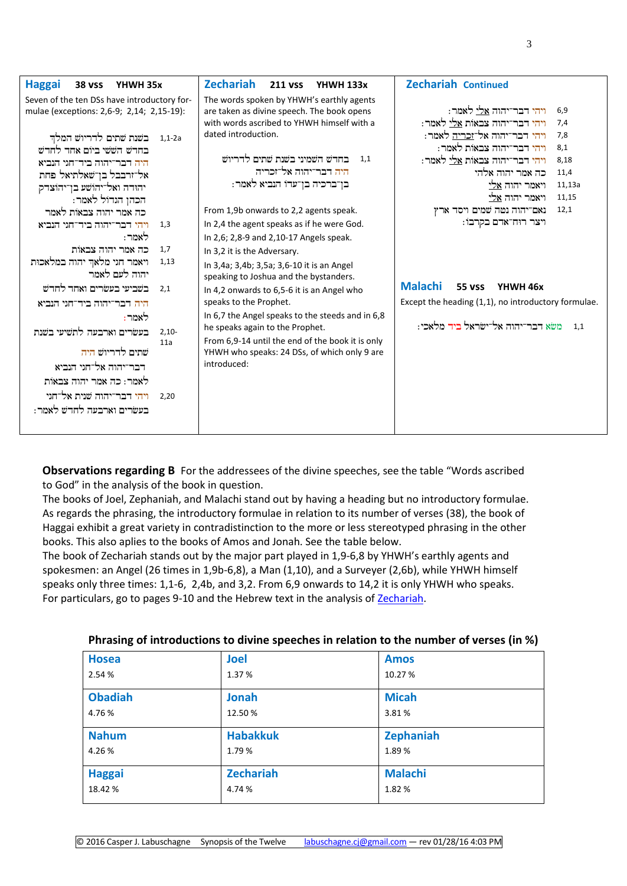## Haggai 38 vss YHWH 35x

Seven of the ten DSs have introductory formulae (exceptions: 2,6-9; 2,14; 2,15-19):

| | |
|---|---|
| 1,1-2a | בשנת שתים לדריוש המלך בחדש הששי ביום אחד לחדש היה דבר־יהוה ביד־חגי הנביא אל־זרבבל בן־שאלתיאל פחת יהודה ואל־יהושע בן־יהוצדק הכהן הגדול לאמר: כה אמר יהוה צבאות לאמר |
| 1,3 | ויהי דבר־יהוה ביד־חגי הנביא לאמר: |
| 1,7 | כה אמר יהוה צבאות |
| 1,13 | ויאמר חגי מלאך יהוה במלאכות יהוה לעם לאמר |
| 2,1 | בשביעי בעשרים ואחד לחדש היה דבר־יהוה ביד־חגי הנביא לאמר: |
| 2,10-11a | בעשרים וארבעה לתשיעי בשנת שתים לדריוש היה דבר־יהוה אל־חגי הנביא לאמר: כה אמר יהוה צבאות |
| 2,20 | ויהי דבר־יהוה שנית אל־חגי בעשרים וארבעה לחדש לאמר: |

## Zechariah 211 vss YHWH 133x

The words spoken by YHWH's earthly agents are taken as divine speech. The book opens with words ascribed to YHWH himself with a dated introduction.

| | |
|---|---|
| 1,1 | בחדש השמיני בשנת שתים לדריוש היה דבר־יהוה אל־זכריה בן־ברכיה בן־עדו הנביא לאמר: |

From 1,9b onwards to 2,2 agents speak.
In 2,4 the agent speaks as if he were God.
In 2,6; 2,8-9 and 2,10-17 Angels speak.
In 3,2 it is the Adversary.
In 3,4a; 3,4b; 3,5a; 3,6-10 it is an Angel speaking to Joshua and the bystanders.
In 4,2 onwards to 6,5-6 it is an Angel who speaks to the Prophet.
In 6,7 the Angel speaks to the steeds and in 6,8 he speaks again to the Prophet.
From 6,9-14 until the end of the book it is only YHWH who speaks: 24 DSs, of which only 9 are introduced:

## Zechariah Continued

| | |
|---|---|
| 6,9 | ויהי דבר־יהוה אלי לאמר: |
| 7,4 | ויהי דבר־יהוה צבאות אלי לאמר: |
| 7,8 | ויהי דבר־יהוה אל־זכריה לאמר: |
| 8,1 | ויהי דבר־יהוה צבאות לאמר: |
| 8,18 | ויהי דבר־יהוה צבאות אלי לאמר: |
| 11,4 | כה אמר יהוה אלהי |
| 11,13a | ויאמר יהוה אלי |
| 11,15 | ויאמר יהוה אלי |
| 12,1 | נאם־יהוה נטה שמים ויסד ארץ ויצר רוח־אדם בקרבו: |

## Malachi 55 vss YHWH 46x

Except the heading (1,1), no introductory formulae.

| | |
|---|---|
| 1,1 | משא דבר־יהוה אל־ישראל ביד מלאכי: |

**Observations regarding B** For the addressees of the divine speeches, see the table "Words ascribed to God" in the analysis of the book in question.
The books of Joel, Zephaniah, and Malachi stand out by having a heading but no introductory formulae.
As regards the phrasing, the introductory formulae in relation to its number of verses (38), the book of Haggai exhibit a great variety in contradistinction to the more or less stereotyped phrasing in the other books. This also aplies to the books of Amos and Jonah. See the table below.
The book of Zechariah stands out by the major part played in 1,9-6,8 by YHWH's earthly agents and spokesmen: an Angel (26 times in 1,9b-6,8), a Man (1,10), and a Surveyer (2,6b), while YHWH himself speaks only three times: 1,1-6, 2,4b, and 3,2. From 6,9 onwards to 14,2 it is only YHWH who speaks. For particulars, go to pages 9-10 and the Hebrew text in the analysis of Zechariah.

**Phrasing of introductions to divine speeches in relation to the number of verses (in %)**

| Hosea | Joel | Amos |
|---|---|---|
| 2.54 % | 1.37 % | 10.27 % |
| **Obadiah** | **Jonah** | **Micah** |
| 4.76 % | 12.50 % | 3.81 % |
| **Nahum** | **Habakkuk** | **Zephaniah** |
| 4.26 % | 1.79 % | 1.89 % |
| **Haggai** | **Zechariah** | **Malachi** |
| 18.42 % | 4.74 % | 1.82 % |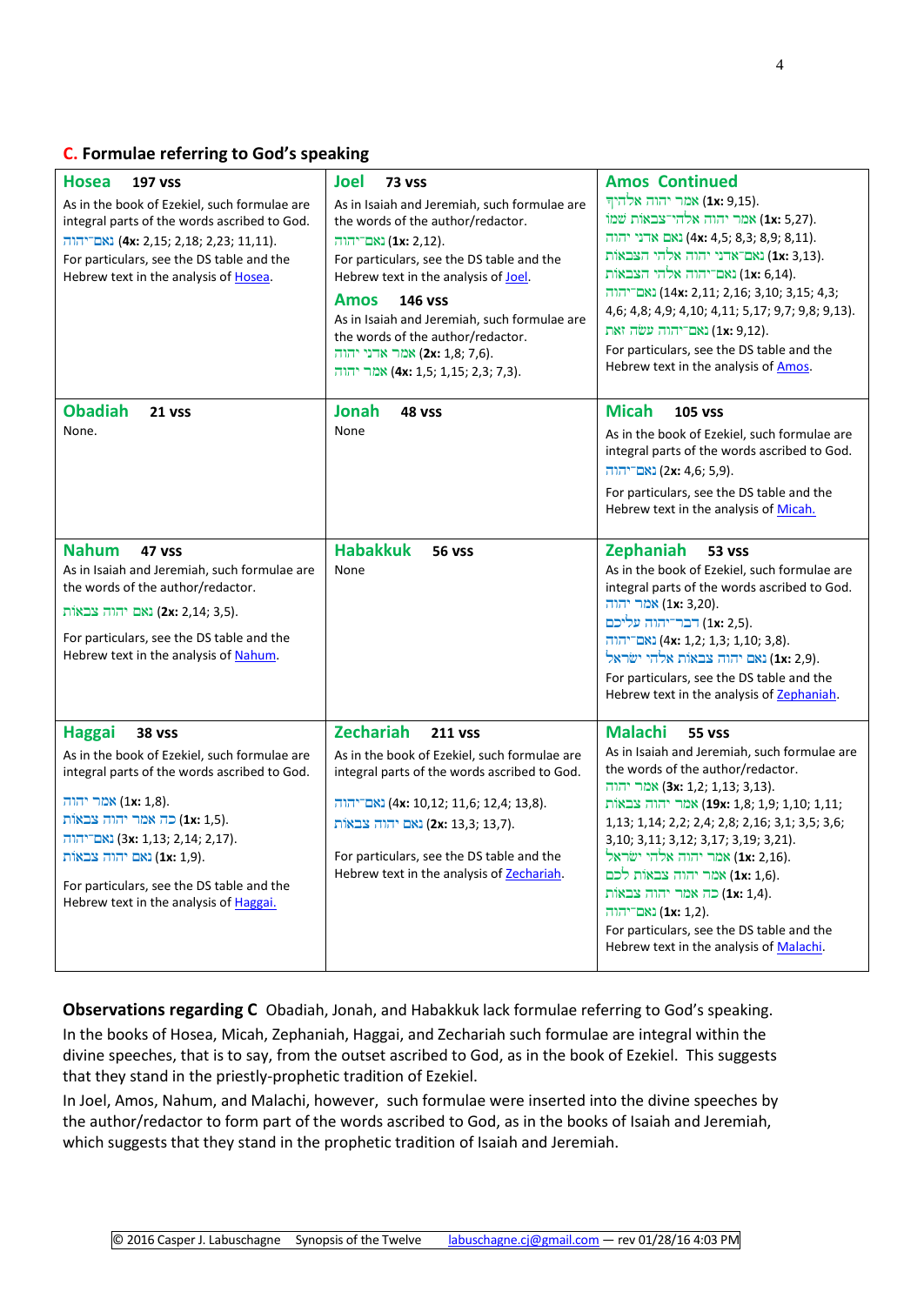## C. Formulae referring to God's speaking

| | | |
|---|---|---|
| **Hosea 197 vss**<br>As in the book of Ezekiel, such formulae are integral parts of the words ascribed to God.<br>נאם־יהוה (**4x:** 2,15; 2,18; 2,23; 11,11).<br>For particulars, see the DS table and the Hebrew text in the analysis of Hosea. | **Joel 73 vss**<br>As in Isaiah and Jeremiah, such formulae are the words of the author/redactor.<br>נאם־יהוה (**1x:** 2,12).<br>For particulars, see the DS table and the Hebrew text in the analysis of Joel.<br>**Amos 146 vss**<br>As in Isaiah and Jeremiah, such formulae are the words of the author/redactor.<br>אמר אדני יהוה (**2x:** 1,8; 7,6).<br>אמר יהוה (**4x:** 1,5; 1,15; 2,3; 7,3). | **Amos Continued**<br>אמר יהוה אלהיך (**1x:** 9,15).<br>אמר יהוה אלהי־צבאות שמו (**1x:** 5,27).<br>נאם אדני יהוה (**4x:** 4,5; 8,3; 8,9; 8,11).<br>נאם־אדני יהוה אלהי הצבאות (**1x:** 3,13).<br>נאם־יהוה אלהי הצבאות (**1x:** 6,14).<br>נאם־יהוה (**14x:** 2,11; 2,16; 3,10; 3,15; 4,3; 4,6; 4,8; 4,9; 4,10; 4,11; 5,17; 9,7; 9,8; 9,13).<br>נאם־יהוה עשה זאת (**1x:** 9,12).<br>For particulars, see the DS table and the Hebrew text in the analysis of Amos. |
| **Obadiah 21 vss**<br>None. | **Jonah 48 vss**<br>None | **Micah 105 vss**<br>As in the book of Ezekiel, such formulae are integral parts of the words ascribed to God.<br>נאם־יהוה (**2x:** 4,6; 5,9).<br>For particulars, see the DS table and the Hebrew text in the analysis of Micah. |
| **Nahum 47 vss**<br>As in Isaiah and Jeremiah, such formulae are the words of the author/redactor.<br>נאם יהוה צבאות (**2x:** 2,14; 3,5).<br>For particulars, see the DS table and the Hebrew text in the analysis of Nahum. | **Habakkuk 56 vss**<br>None | **Zephaniah 53 vss**<br>As in the book of Ezekiel, such formulae are integral parts of the words ascribed to God.<br>אמר יהוה (**1x:** 3,20).<br>דבר־יהוה עליכם (**1x:** 2,5).<br>נאם־יהוה (**4x:** 1,2; 1,3; 1,10; 3,8).<br>נאם יהוה צבאות אלהי ישראל (**1x:** 2,9).<br>For particulars, see the DS table and the Hebrew text in the analysis of Zephaniah. |
| **Haggai 38 vss**<br>As in the book of Ezekiel, such formulae are integral parts of the words ascribed to God.<br>אמר יהוה (**1x:** 1,8).<br>כה אמר יהוה צבאות (**1x:** 1,5).<br>נאם־יהוה (**3x:** 1,13; 2,14; 2,17).<br>נאם יהוה צבאות (**1x:** 1,9).<br>For particulars, see the DS table and the Hebrew text in the analysis of Haggai. | **Zechariah 211 vss**<br>As in the book of Ezekiel, such formulae are integral parts of the words ascribed to God.<br>נאם־יהוה (**4x:** 10,12; 11,6; 12,4; 13,8).<br>נאם יהוה צבאות (**2x:** 13,3; 13,7).<br>For particulars, see the DS table and the Hebrew text in the analysis of Zechariah. | **Malachi 55 vss**<br>As in Isaiah and Jeremiah, such formulae are the words of the author/redactor.<br>אמר יהוה (**3x:** 1,2; 1,13; 3,13).<br>אמר יהוה צבאות (**19x:** 1,8; 1,9; 1,10; 1,11; 1,13; 1,14; 2,2; 2,4; 2,8; 2,16; 3,1; 3,5; 3,6; 3,10; 3,11; 3,12; 3,17; 3,19; 3,21).<br>אמר יהוה אלהי ישראל (**1x:** 2,16).<br>אמר יהוה צבאות לכם (**1x:** 1,6).<br>כה אמר יהוה צבאות (**1x:** 1,4).<br>נאם־יהוה (**1x:** 1,2).<br>For particulars, see the DS table and the Hebrew text in the analysis of Malachi. |

**Observations regarding C** Obadiah, Jonah, and Habakkuk lack formulae referring to God's speaking. In the books of Hosea, Micah, Zephaniah, Haggai, and Zechariah such formulae are integral within the divine speeches, that is to say, from the outset ascribed to God, as in the book of Ezekiel. This suggests that they stand in the priestly-prophetic tradition of Ezekiel.

In Joel, Amos, Nahum, and Malachi, however, such formulae were inserted into the divine speeches by the author/redactor to form part of the words ascribed to God, as in the books of Isaiah and Jeremiah, which suggests that they stand in the prophetic tradition of Isaiah and Jeremiah.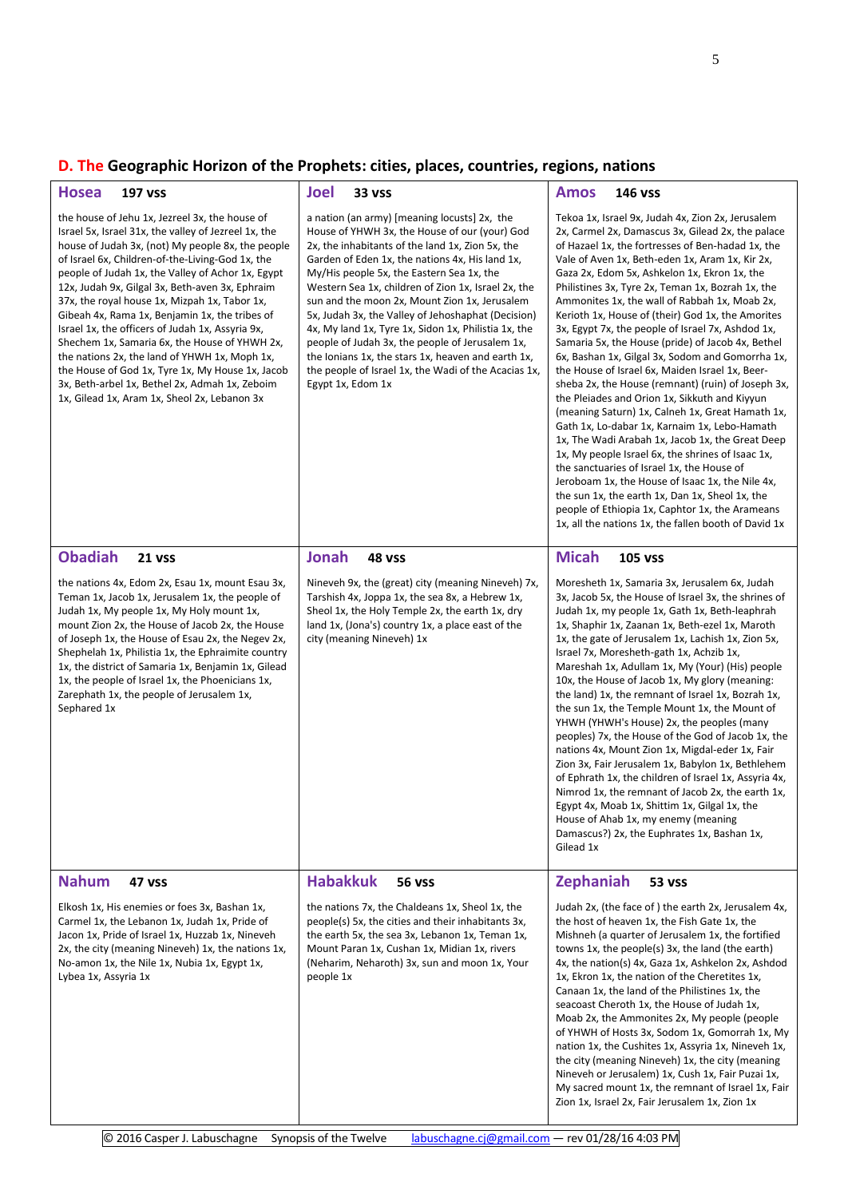## D. The Geographic Horizon of the Prophets: cities, places, countries, regions, nations

| **Hosea** 197 vss | **Joel** 33 vss | **Amos** 146 vss |
|---|---|---|
| the house of Jehu 1x, Jezreel 3x, the house of Israel 5x, Israel 31x, the valley of Jezreel 1x, the house of Judah 3x, (not) My people 8x, the people of Israel 6x, Children-of-the-Living-God 1x, the people of Judah 1x, the Valley of Achor 1x, Egypt 12x, Judah 9x, Gilgal 3x, Beth-aven 3x, Ephraim 37x, the royal house 1x, Mizpah 1x, Tabor 1x, Gibeah 4x, Rama 1x, Benjamin 1x, the tribes of Israel 1x, the officers of Judah 1x, Assyria 9x, Shechem 1x, Samaria 6x, the House of YHWH 2x, the nations 2x, the land of YHWH 1x, Moph 1x, the House of God 1x, Tyre 1x, My House 1x, Jacob 3x, Beth-arbel 1x, Bethel 2x, Admah 1x, Zeboim 1x, Gilead 1x, Aram 1x, Sheol 2x, Lebanon 3x | a nation (an army) [meaning locusts] 2x, the House of YHWH 3x, the House of our (your) God 2x, the inhabitants of the land 1x, Zion 5x, the Garden of Eden 1x, the nations 4x, His land 1x, My/His people 5x, the Eastern Sea 1x, the Western Sea 1x, children of Zion 1x, Israel 2x, the sun and the moon 2x, Mount Zion 1x, Jerusalem 5x, Judah 3x, the Valley of Jehoshaphat (Decision) 4x, My land 1x, Tyre 1x, Sidon 1x, Philistia 1x, the people of Judah 3x, the people of Jerusalem 1x, the Ionians 1x, the stars 1x, heaven and earth 1x, the people of Israel 1x, the Wadi of the Acacias 1x, Egypt 1x, Edom 1x | Tekoa 1x, Israel 9x, Judah 4x, Zion 2x, Jerusalem 2x, Carmel 2x, Damascus 3x, Gilead 2x, the palace of Hazael 1x, the fortresses of Ben-hadad 1x, the Vale of Aven 1x, Beth-eden 1x, Aram 1x, Kir 2x, Gaza 2x, Edom 5x, Ashkelon 1x, Ekron 1x, the Philistines 3x, Tyre 2x, Teman 1x, Bozrah 1x, the Ammonites 1x, the wall of Rabbah 1x, Moab 2x, Kerioth 1x, House of (their) God 1x, the Amorites 3x, Egypt 7x, the people of Israel 7x, Ashdod 1x, Samaria 5x, the House (pride) of Jacob 4x, Bethel 6x, Bashan 1x, Gilgal 3x, Sodom and Gomorrha 1x, the House of Israel 6x, Maiden Israel 1x, Beer-sheba 2x, the House (remnant) (ruin) of Joseph 3x, the Pleiades and Orion 1x, Sikkuth and Kiyyun (meaning Saturn) 1x, Calneh 1x, Great Hamath 1x, Gath 1x, Lo-dabar 1x, Karnaim 1x, Lebo-Hamath 1x, The Wadi Arabah 1x, Jacob 1x, the Great Deep 1x, My people Israel 6x, the shrines of Isaac 1x, the sanctuaries of Israel 1x, the House of Jeroboam 1x, the House of Isaac 1x, the Nile 4x, the sun 1x, the earth 1x, Dan 1x, Sheol 1x, the people of Ethiopia 1x, Caphtor 1x, the Arameans 1x, all the nations 1x, the fallen booth of David 1x |
| **Obadiah** 21 vss | **Jonah** 48 vss | **Micah** 105 vss |
| the nations 4x, Edom 2x, Esau 1x, mount Esau 3x, Teman 1x, Jacob 1x, Jerusalem 1x, the people of Judah 1x, My people 1x, My Holy mount 1x, mount Zion 2x, the House of Jacob 2x, the House of Joseph 1x, the House of Esau 2x, the Negev 2x, Shephelah 1x, Philistia 1x, the Ephraimite country 1x, the district of Samaria 1x, Benjamin 1x, Gilead 1x, the people of Israel 1x, the Phoenicians 1x, Zarephath 1x, the people of Jerusalem 1x, Sephared 1x | Nineveh 9x, the (great) city (meaning Nineveh) 7x, Tarshish 4x, Joppa 1x, the sea 8x, a Hebrew 1x, Sheol 1x, the Holy Temple 2x, the earth 1x, dry land 1x, (Jona's) country 1x, a place east of the city (meaning Nineveh) 1x | Moresheth 1x, Samaria 3x, Jerusalem 6x, Judah 3x, Jacob 5x, the House of Israel 3x, the shrines of Judah 1x, my people 1x, Gath 1x, Beth-leaphrah 1x, Shaphir 1x, Zaanan 1x, Beth-ezel 1x, Maroth 1x, the gate of Jerusalem 1x, Lachish 1x, Zion 5x, Israel 7x, Moresheth-gath 1x, Achzib 1x, Mareshah 1x, Adullam 1x, My (Your) (His) people 10x, the House of Jacob 1x, My glory (meaning: the land) 1x, the remnant of Israel 1x, Bozrah 1x, the sun 1x, the Temple Mount 1x, the Mount of YHWH (YHWH's House) 2x, the peoples (many peoples) 7x, the House of the God of Jacob 1x, the nations 4x, Mount Zion 1x, Migdal-eder 1x, Fair Zion 3x, Fair Jerusalem 1x, Babylon 1x, Bethlehem of Ephrath 1x, the children of Israel 1x, Assyria 4x, Nimrod 1x, the remnant of Jacob 2x, the earth 1x, Egypt 4x, Moab 1x, Shittim 1x, Gilgal 1x, the House of Ahab 1x, my enemy (meaning Damascus?) 2x, the Euphrates 1x, Bashan 1x, Gilead 1x |
| **Nahum** 47 vss | **Habakkuk** 56 vss | **Zephaniah** 53 vss |
| Elkosh 1x, His enemies or foes 3x, Bashan 1x, Carmel 1x, the Lebanon 1x, Judah 1x, Pride of Jacon 1x, Pride of Israel 1x, Huzzab 1x, Nineveh 2x, the city (meaning Nineveh) 1x, the nations 1x, No-amon 1x, the Nile 1x, Nubia 1x, Egypt 1x, Lybea 1x, Assyria 1x | the nations 7x, the Chaldeans 1x, Sheol 1x, the people(s) 5x, the cities and their inhabitants 3x, the earth 5x, the sea 3x, Lebanon 1x, Teman 1x, Mount Paran 1x, Cushan 1x, Midian 1x, rivers (Neharim, Neharoth) 3x, sun and moon 1x, Your people 1x | Judah 2x, (the face of ) the earth 2x, Jerusalem 4x, the host of heaven 1x, the Fish Gate 1x, the Mishneh (a quarter of Jerusalem 1x, the fortified towns 1x, the people(s) 3x, the land (the earth) 4x, the nation(s) 4x, Gaza 1x, Ashkelon 2x, Ashdod 1x, Ekron 1x, the nation of the Cheretites 1x, Canaan 1x, the land of the Philistines 1x, the seacoast Cheroth 1x, the House of Judah 1x, Moab 2x, the Ammonites 2x, My people (people of YHWH of Hosts 3x, Sodom 1x, Gomorrah 1x, My nation 1x, the Cushites 1x, Assyria 1x, Nineveh 1x, the city (meaning Nineveh) 1x, the city (meaning Nineveh or Jerusalem) 1x, Cush 1x, Fair Puzai 1x, My sacred mount 1x, the remnant of Israel 1x, Fair Zion 1x, Israel 2x, Fair Jerusalem 1x, Zion 1x |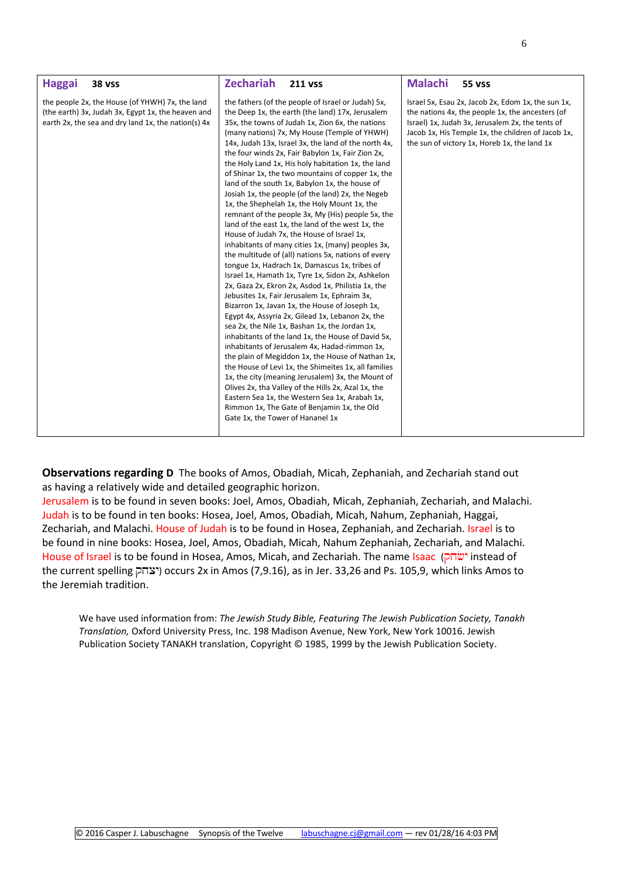| Haggai 38 vss | Zechariah 211 vss | Malachi 55 vss |
|---|---|---|
| the people 2x, the House (of YHWH) 7x, the land (the earth) 3x, Judah 3x, Egypt 1x, the heaven and earth 2x, the sea and dry land 1x, the nation(s) 4x | the fathers (of the people of Israel or Judah) 5x, the Deep 1x, the earth (the land) 17x, Jerusalem 35x, the towns of Judah 1x, Zion 6x, the nations (many nations) 7x, My House (Temple of YHWH) 14x, Judah 13x, Israel 3x, the land of the north 4x, the four winds 2x, Fair Babylon 1x, Fair Zion 2x, the Holy Land 1x, His holy habitation 1x, the land of Shinar 1x, the two mountains of copper 1x, the land of the south 1x, Babylon 1x, the house of Josiah 1x, the people (of the land) 2x, the Negeb 1x, the Shephelah 1x, the Holy Mount 1x, the remnant of the people 3x, My (His) people 5x, the land of the east 1x, the land of the west 1x, the House of Judah 7x, the House of Israel 1x, inhabitants of many cities 1x, (many) peoples 3x, the multitude of (all) nations 5x, nations of every tongue 1x, Hadrach 1x, Damascus 1x, tribes of Israel 1x, Hamath 1x, Tyre 1x, Sidon 2x, Ashkelon 2x, Gaza 2x, Ekron 2x, Asdod 1x, Philistia 1x, the Jebusites 1x, Fair Jerusalem 1x, Ephraim 3x, Bizarron 1x, Javan 1x, the House of Joseph 1x, Egypt 4x, Assyria 2x, Gilead 1x, Lebanon 2x, the sea 2x, the Nile 1x, Bashan 1x, the Jordan 1x, inhabitants of the land 1x, the House of David 5x, inhabitants of Jerusalem 4x, Hadad-rimmon 1x, the plain of Megiddon 1x, the House of Nathan 1x, the House of Levi 1x, the Shimeites 1x, all families 1x, the city (meaning Jerusalem) 3x, the Mount of Olives 2x, tha Valley of the Hills 2x, Azal 1x, the Eastern Sea 1x, the Western Sea 1x, Arabah 1x, Rimmon 1x, The Gate of Benjamin 1x, the Old Gate 1x, the Tower of Hananel 1x | Israel 5x, Esau 2x, Jacob 2x, Edom 1x, the sun 1x, the nations 4x, the people 1x, the ancesters (of Israel) 1x, Judah 3x, Jerusalem 2x, the tents of Jacob 1x, His Temple 1x, the children of Jacob 1x, the sun of victory 1x, Horeb 1x, the land 1x |

**Observations regarding D** The books of Amos, Obadiah, Micah, Zephaniah, and Zechariah stand out as having a relatively wide and detailed geographic horizon.
Jerusalem is to be found in seven books: Joel, Amos, Obadiah, Micah, Zephaniah, Zechariah, and Malachi. Judah is to be found in ten books: Hosea, Joel, Amos, Obadiah, Micah, Nahum, Zephaniah, Haggai, Zechariah, and Malachi. House of Judah is to be found in Hosea, Zephaniah, and Zechariah. Israel is to be found in nine books: Hosea, Joel, Amos, Obadiah, Micah, Nahum Zephaniah, Zechariah, and Malachi. House of Israel is to be found in Hosea, Amos, Micah, and Zechariah. The name Isaac (ישׂחק instead of the current spelling יצחק) occurs 2x in Amos (7,9.16), as in Jer. 33,26 and Ps. 105,9, which links Amos to the Jeremiah tradition.

We have used information from: *The Jewish Study Bible, Featuring The Jewish Publication Society, Tanakh Translation,* Oxford University Press, Inc. 198 Madison Avenue, New York, New York 10016. Jewish Publication Society TANAKH translation, Copyright © 1985, 1999 by the Jewish Publication Society.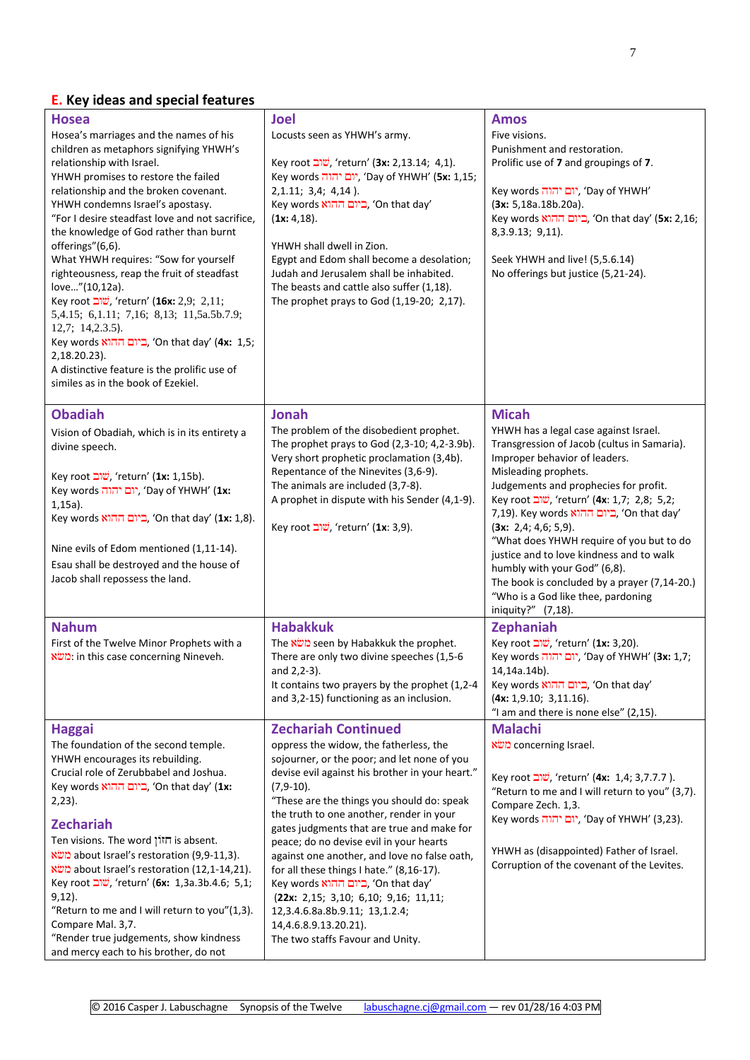## E. Key ideas and special features

| Hosea | Joel | Amos |
|---|---|---|
| Hosea's marriages and the names of his children as metaphors signifying YHWH's relationship with Israel.<br>YHWH promises to restore the failed relationship and the broken covenant.<br>YHWH condemns Israel's apostasy.<br>"For I desire steadfast love and not sacrifice, the knowledge of God rather than burnt offerings"(6,6).<br>What YHWH requires: "Sow for yourself righteousness, reap the fruit of steadfast love…"(10,12a).<br>Key root שׁוב, 'return' (**16x:** 2,9; 2,11; 5,4.15; 6,1.11; 7,16; 8,13; 11,5a.5b.7.9; 12,7; 14,2.3.5).<br>Key words ביום ההוא, 'On that day' (**4x:** 1,5; 2,18.20.23).<br>A distinctive feature is the prolific use of similes as in the book of Ezekiel. | Locusts seen as YHWH's army.<br><br>Key root שׁוב, 'return' (**3x:** 2,13.14; 4,1).<br>Key words יום יהוה, 'Day of YHWH' (**5x:** 1,15; 2,1.11; 3,4; 4,14 ).<br>Key words ביום ההוא, 'On that day' (**1x:** 4,18).<br><br>YHWH shall dwell in Zion.<br>Egypt and Edom shall become a desolation; Judah and Jerusalem shall be inhabited.<br>The beasts and cattle also suffer (1,18).<br>The prophet prays to God (1,19-20; 2,17). | Five visions.<br>Punishment and restoration.<br>Prolific use of **7** and groupings of **7**.<br><br>Key words יום יהוה, 'Day of YHWH' (**3x:** 5,18a.18b.20a).<br>Key words ביום ההוא, 'On that day' (**5x:** 2,16; 8,3.9.13; 9,11).<br><br>Seek YHWH and live! (5,5.6.14)<br>No offerings but justice (5,21-24). |
| **Obadiah** | **Jonah** | **Micah** |
| Vision of Obadiah, which is in its entirety a divine speech.<br><br>Key root שׁוב, 'return' (**1x:** 1,15b).<br>Key words יום יהוה, 'Day of YHWH' (**1x:** 1,15a).<br>Key words ביום ההוא, 'On that day' (**1x:** 1,8).<br><br>Nine evils of Edom mentioned (1,11-14).<br>Esau shall be destroyed and the house of Jacob shall repossess the land. | The problem of the disobedient prophet.<br>The prophet prays to God (2,3-10; 4,2-3.9b).<br>Very short prophetic proclamation (3,4b).<br>Repentance of the Ninevites (3,6-9).<br>The animals are included (3,7-8).<br>A prophet in dispute with his Sender (4,1-9).<br><br>Key root שׁוב, 'return' (**1x:** 3,9). | YHWH has a legal case against Israel.<br>Transgression of Jacob (cultus in Samaria).<br>Improper behavior of leaders.<br>Misleading prophets.<br>Judgements and prophecies for profit.<br>Key root שׁוב, 'return' (**4x**: 1,7; 2,8; 5,2; 7,19). Key words ביום ההוא, 'On that day' (**3x:** 2,4; 4,6; 5,9).<br>"What does YHWH require of you but to do justice and to love kindness and to walk humbly with your God" (6,8).<br>The book is concluded by a prayer (7,14-20.)<br>"Who is a God like thee, pardoning iniquity?" (7,18). |
| **Nahum** | **Habakkuk** | **Zephaniah** |
| First of the Twelve Minor Prophets with a משׂא: in this case concerning Nineveh. | The משׂא seen by Habakkuk the prophet.<br>There are only two divine speeches (1,5-6 and 2,2-3).<br>It contains two prayers by the prophet (1,2-4 and 3,2-15) functioning as an inclusion. | Key root שׁוב, 'return' (**1x:** 3,20).<br>Key words יום יהוה, 'Day of YHWH' (**3x:** 1,7; 14,14a.14b).<br>Key words ביום ההוא, 'On that day' (**4x:** 1,9.10; 3,11.16).<br>"I am and there is none else" (2,15). |
| **Haggai** | **Zechariah Continued** | **Malachi** |
| The foundation of the second temple.<br>YHWH encourages its rebuilding.<br>Crucial role of Zerubbabel and Joshua.<br>Key words ביום ההוא, 'On that day' (**1x:** 2,23).<br><br>**Zechariah**<br>Ten visions. The word חזון is absent.<br>משׂא about Israel's restoration (9,9-11,3).<br>משׂא about Israel's restoration (12,1-14,21).<br>Key root שׁוב, 'return' (**6x:** 1,3a.3b.4.6; 5,1; 9,12).<br>"Return to me and I will return to you"(1,3).<br>Compare Mal. 3,7.<br>"Render true judgements, show kindness and mercy each to his brother, do not | oppress the widow, the fatherless, the sojourner, or the poor; and let none of you devise evil against his brother in your heart." (7,9-10).<br>"These are the things you should do: speak the truth to one another, render in your gates judgments that are true and make for peace; do no devise evil in your hearts against one another, and love no false oath, for all these things I hate." (8,16-17).<br>Key words ביום ההוא, 'On that day' (**22x:** 2,15; 3,10; 6,10; 9,16; 11,11; 12,3.4.6.8a.8b.9.11; 13,1.2.4; 14,4.6.8.9.13.20.21).<br>The two staffs Favour and Unity. | משׂא concerning Israel.<br><br>Key root שׁוב, 'return' (**4x:** 1,4; 3,7.7.7 ).<br>"Return to me and I will return to you" (3,7).<br>Compare Zech. 1,3.<br>Key words יום יהוה, 'Day of YHWH' (3,23).<br><br>YHWH as (disappointed) Father of Israel.<br>Corruption of the covenant of the Levites. |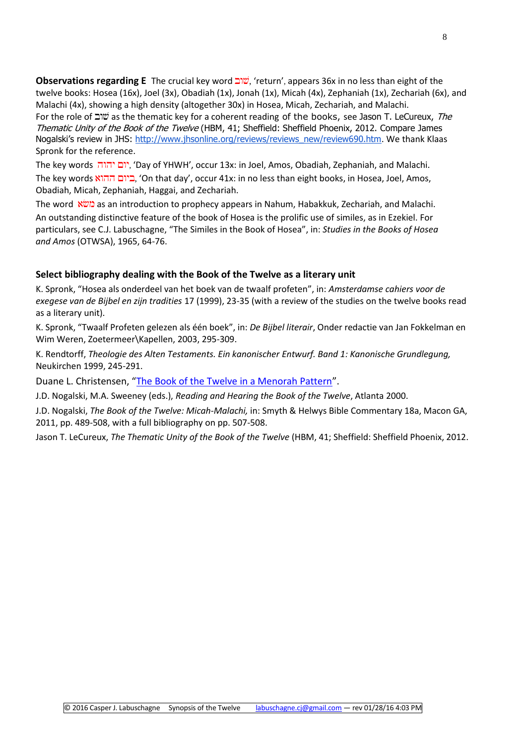**Observations regarding E** The crucial key word שׁוב, 'return', appears 36x in no less than eight of the twelve books: Hosea (16x), Joel (3x), Obadiah (1x), Jonah (1x), Micah (4x), Zephaniah (1x), Zechariah (6x), and Malachi (4x), showing a high density (altogether 30x) in Hosea, Micah, Zechariah, and Malachi.
For the role of שׁוב as the thematic key for a coherent reading of the books, see Jason T. LeCureux, *The Thematic Unity of the Book of the Twelve* (HBM, 41; Sheffield: Sheffield Phoenix, 2012. Compare James Nogalski's review in JHS: http://www.jhsonline.org/reviews/reviews_new/review690.htm. We thank Klaas Spronk for the reference.

The key words יום יהוה, 'Day of YHWH', occur 13x: in Joel, Amos, Obadiah, Zephaniah, and Malachi.
The key words ביום ההוא, 'On that day', occur 41x: in no less than eight books, in Hosea, Joel, Amos, Obadiah, Micah, Zephaniah, Haggai, and Zechariah.

The word משׂא as an introduction to prophecy appears in Nahum, Habakkuk, Zechariah, and Malachi.
An outstanding distinctive feature of the book of Hosea is the prolific use of similes, as in Ezekiel. For particulars, see C.J. Labuschagne, "The Similes in the Book of Hosea", in: *Studies in the Books of Hosea and Amos* (OTWSA), 1965, 64-76.

## Select bibliography dealing with the Book of the Twelve as a literary unit

K. Spronk, "Hosea als onderdeel van het boek van de twaalf profeten", in: *Amsterdamse cahiers voor de exegese van de Bijbel en zijn tradities* 17 (1999), 23-35 (with a review of the studies on the twelve books read as a literary unit).

K. Spronk, "Twaalf Profeten gelezen als één boek", in: *De Bijbel literair*, Onder redactie van Jan Fokkelman en Wim Weren, Zoetermeer\Kapellen, 2003, 295-309.

K. Rendtorff, *Theologie des Alten Testaments. Ein kanonischer Entwurf. Band 1: Kanonische Grundlegung,* Neukirchen 1999, 245-291.

Duane L. Christensen, "The Book of the Twelve in a Menorah Pattern".

J.D. Nogalski, M.A. Sweeney (eds.), *Reading and Hearing the Book of the Twelve*, Atlanta 2000.

J.D. Nogalski, *The Book of the Twelve: Micah-Malachi,* in: Smyth & Helwys Bible Commentary 18a, Macon GA, 2011, pp. 489-508, with a full bibliography on pp. 507-508.

Jason T. LeCureux, *The Thematic Unity of the Book of the Twelve* (HBM, 41; Sheffield: Sheffield Phoenix, 2012.